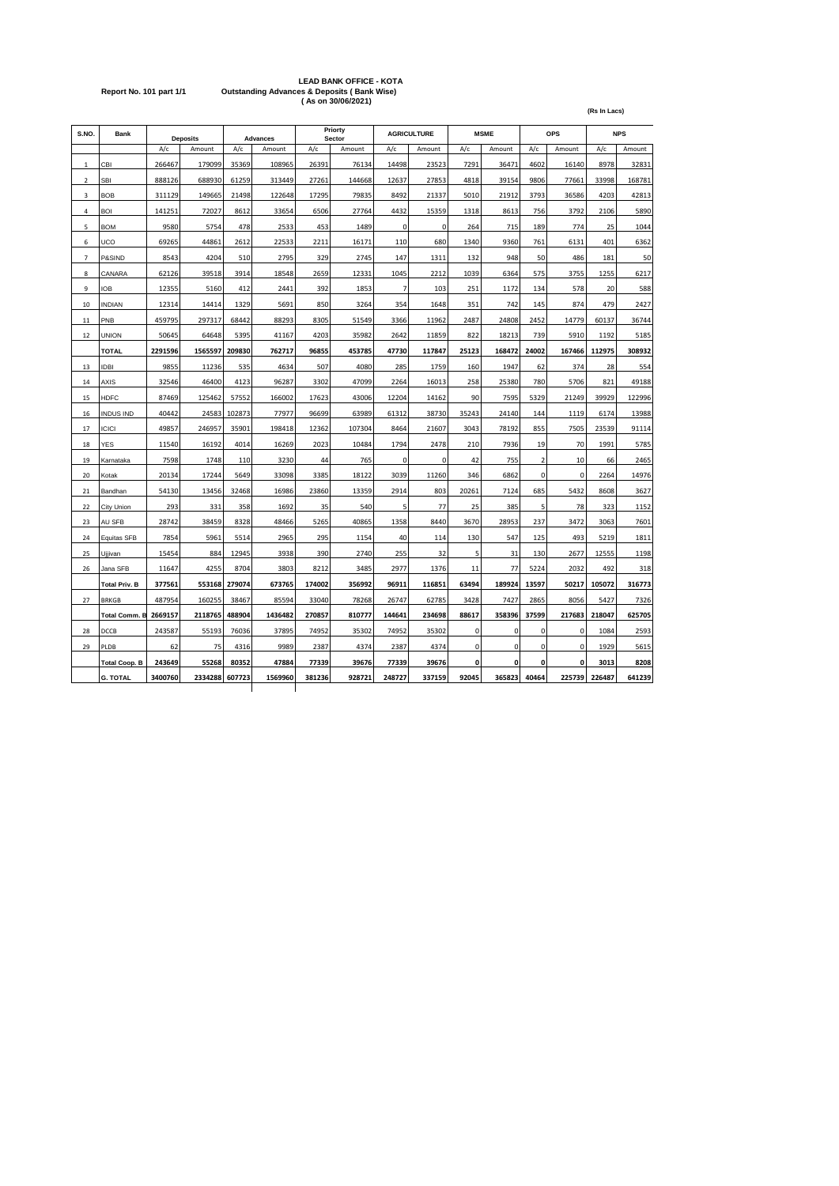**LEAD BANK OFFICE - KOTA**

**Report No. 101 part 1/1** **Outstanding Advances & Deposits ( Bank Wise)**

**( As on 30/06/2021)**

**(Rs In Lacs)**

| S.NO. | Bank | Deposits | | Advances | | Priorty Sector | | AGRICULTURE | | MSME | | OPS | | NPS | |
|---|---|---|---|---|---|---|---|---|---|---|---|---|---|---|---|
| | | A/c | Amount | A/c | Amount | A/c | Amount | A/c | Amount | A/c | Amount | A/c | Amount | A/c | Amount |
| 1 | CBI | 266467 | 179099 | 35369 | 108965 | 26391 | 76134 | 14498 | 23523 | 7291 | 36471 | 4602 | 16140 | 8978 | 32831 |
| 2 | SBI | 888126 | 688930 | 61259 | 313449 | 27261 | 144668 | 12637 | 27853 | 4818 | 39154 | 9806 | 77661 | 33998 | 168781 |
| 3 | BOB | 311129 | 149665 | 21498 | 122648 | 17295 | 79835 | 8492 | 21337 | 5010 | 21912 | 3793 | 36586 | 4203 | 42813 |
| 4 | BOI | 141251 | 72027 | 8612 | 33654 | 6506 | 27764 | 4432 | 15359 | 1318 | 8613 | 756 | 3792 | 2106 | 5890 |
| 5 | BOM | 9580 | 5754 | 478 | 2533 | 453 | 1489 | 0 | 0 | 264 | 715 | 189 | 774 | 25 | 1044 |
| 6 | UCO | 69265 | 44861 | 2612 | 22533 | 2211 | 16171 | 110 | 680 | 1340 | 9360 | 761 | 6131 | 401 | 6362 |
| 7 | P&SIND | 8543 | 4204 | 510 | 2795 | 329 | 2745 | 147 | 1311 | 132 | 948 | 50 | 486 | 181 | 50 |
| 8 | CANARA | 62126 | 39518 | 3914 | 18548 | 2659 | 12331 | 1045 | 2212 | 1039 | 6364 | 575 | 3755 | 1255 | 6217 |
| 9 | IOB | 12355 | 5160 | 412 | 2441 | 392 | 1853 | 7 | 103 | 251 | 1172 | 134 | 578 | 20 | 588 |
| 10 | INDIAN | 12314 | 14414 | 1329 | 5691 | 850 | 3264 | 354 | 1648 | 351 | 742 | 145 | 874 | 479 | 2427 |
| 11 | PNB | 459795 | 297317 | 68442 | 88293 | 8305 | 51549 | 3366 | 11962 | 2487 | 24808 | 2452 | 14779 | 60137 | 36744 |
| 12 | UNION | 50645 | 64648 | 5395 | 41167 | 4203 | 35982 | 2642 | 11859 | 822 | 18213 | 739 | 5910 | 1192 | 5185 |
| | **TOTAL** | **2291596** | **1565597** | **209830** | **762717** | **96855** | **453785** | **47730** | **117847** | **25123** | **168472** | **24002** | **167466** | **112975** | **308932** |
| 13 | IDBI | 9855 | 11236 | 535 | 4634 | 507 | 4080 | 285 | 1759 | 160 | 1947 | 62 | 374 | 28 | 554 |
| 14 | AXIS | 32546 | 46400 | 4123 | 96287 | 3302 | 47099 | 2264 | 16013 | 258 | 25380 | 780 | 5706 | 821 | 49188 |
| 15 | HDFC | 87469 | 125462 | 57552 | 166002 | 17623 | 43006 | 12204 | 14162 | 90 | 7595 | 5329 | 21249 | 39929 | 122996 |
| 16 | INDUS IND | 40442 | 24583 | 102873 | 77977 | 96699 | 63989 | 61312 | 38730 | 35243 | 24140 | 144 | 1119 | 6174 | 13988 |
| 17 | ICICI | 49857 | 246957 | 35901 | 198418 | 12362 | 107304 | 8464 | 21607 | 3043 | 78192 | 855 | 7505 | 23539 | 91114 |
| 18 | YES | 11540 | 16192 | 4014 | 16269 | 2023 | 10484 | 1794 | 2478 | 210 | 7936 | 19 | 70 | 1991 | 5785 |
| 19 | Karnataka | 7598 | 1748 | 110 | 3230 | 44 | 765 | 0 | 0 | 42 | 755 | 2 | 10 | 66 | 2465 |
| 20 | Kotak | 20134 | 17244 | 5649 | 33098 | 3385 | 18122 | 3039 | 11260 | 346 | 6862 | 0 | 0 | 2264 | 14976 |
| 21 | Bandhan | 54130 | 13456 | 32468 | 16986 | 23860 | 13359 | 2914 | 803 | 20261 | 7124 | 685 | 5432 | 8608 | 3627 |
| 22 | City Union | 293 | 331 | 358 | 1692 | 35 | 540 | 5 | 77 | 25 | 385 | 5 | 78 | 323 | 1152 |
| 23 | AU SFB | 28742 | 38459 | 8328 | 48466 | 5265 | 40865 | 1358 | 8440 | 3670 | 28953 | 237 | 3472 | 3063 | 7601 |
| 24 | Equitas SFB | 7854 | 5961 | 5514 | 2965 | 295 | 1154 | 40 | 114 | 130 | 547 | 125 | 493 | 5219 | 1811 |
| 25 | Ujjivan | 15454 | 884 | 12945 | 3938 | 390 | 2740 | 255 | 32 | 5 | 31 | 130 | 2677 | 12555 | 1198 |
| 26 | Jana SFB | 11647 | 4255 | 8704 | 3803 | 8212 | 3485 | 2977 | 1376 | 11 | 77 | 5224 | 2032 | 492 | 318 |
| | **Total Priv. B** | **377561** | **553168** | **279074** | **673765** | **174002** | **356992** | **96911** | **116851** | **63494** | **189924** | **13597** | **50217** | **105072** | **316773** |
| 27 | BRKGB | 487954 | 160255 | 38467 | 85594 | 33040 | 78268 | 26747 | 62785 | 3428 | 7427 | 2865 | 8056 | 5427 | 7326 |
| | **Total Comm. B** | **2669157** | **2118765** | **488904** | **1436482** | **270857** | **810777** | **144641** | **234698** | **88617** | **358396** | **37599** | **217683** | **218047** | **625705** |
| 28 | DCCB | 243587 | 55193 | 76036 | 37895 | 74952 | 35302 | 74952 | 35302 | 0 | 0 | 0 | 0 | 1084 | 2593 |
| 29 | PLDB | 62 | 75 | 4316 | 9989 | 2387 | 4374 | 2387 | 4374 | 0 | 0 | 0 | 0 | 1929 | 5615 |
| | **Total Coop. B** | **243649** | **55268** | **80352** | **47884** | **77339** | **39676** | **77339** | **39676** | **0** | **0** | **0** | **0** | **3013** | **8208** |
| | **G. TOTAL** | **3400760** | **2334288** | **607723** | **1569960** | **381236** | **928721** | **248727** | **337159** | **92045** | **365823** | **40464** | **225739** | **226487** | **641239** |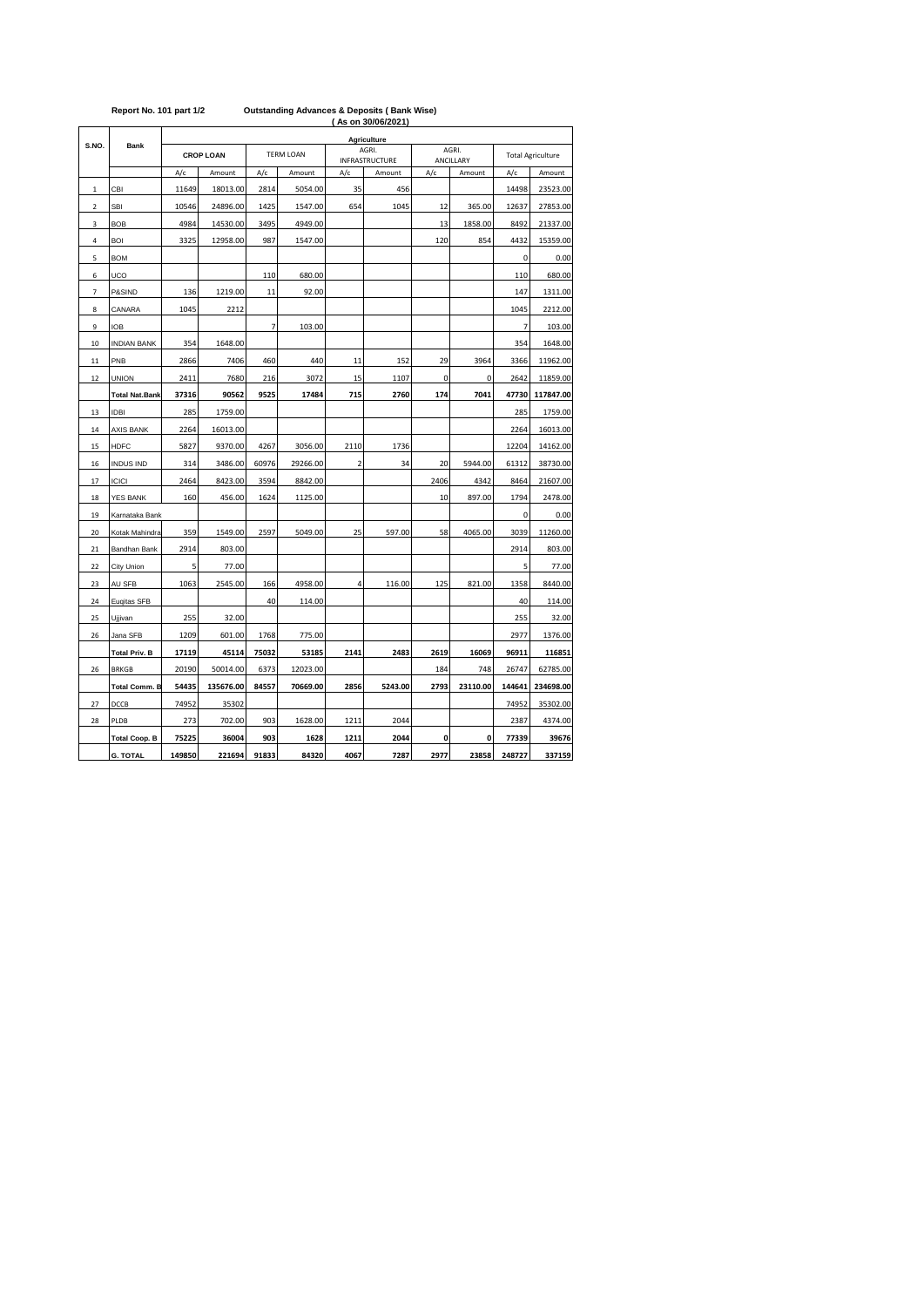Report No. 101 part 1/2 **Outstanding Advances & Deposits ( Bank Wise)**

**( As on 30/06/2021)**

| S.NO. | Bank | Agriculture | | | | | | | | | |
|---|---|---|---|---|---|---|---|---|---|---|---|
| | | CROP LOAN | | TERM LOAN | | AGRI. INFRASTRUCTURE | | AGRI. ANCILLARY | | Total Agriculture | |
| | | A/c | Amount | A/c | Amount | A/c | Amount | A/c | Amount | A/c | Amount |
| 1 | CBI | 11649 | 18013.00 | 2814 | 5054.00 | 35 | 456 | | | 14498 | 23523.00 |
| 2 | SBI | 10546 | 24896.00 | 1425 | 1547.00 | 654 | 1045 | 12 | 365.00 | 12637 | 27853.00 |
| 3 | BOB | 4984 | 14530.00 | 3495 | 4949.00 | | | 13 | 1858.00 | 8492 | 21337.00 |
| 4 | BOI | 3325 | 12958.00 | 987 | 1547.00 | | | 120 | 854 | 4432 | 15359.00 |
| 5 | BOM | | | | | | | | | 0 | 0.00 |
| 6 | UCO | | | 110 | 680.00 | | | | | 110 | 680.00 |
| 7 | P&SIND | 136 | 1219.00 | 11 | 92.00 | | | | | 147 | 1311.00 |
| 8 | CANARA | 1045 | 2212 | | | | | | | 1045 | 2212.00 |
| 9 | IOB | | | 7 | 103.00 | | | | | 7 | 103.00 |
| 10 | INDIAN BANK | 354 | 1648.00 | | | | | | | 354 | 1648.00 |
| 11 | PNB | 2866 | 7406 | 460 | 440 | 11 | 152 | 29 | 3964 | 3366 | 11962.00 |
| 12 | UNION | 2411 | 7680 | 216 | 3072 | 15 | 1107 | 0 | 0 | 2642 | 11859.00 |
| | **Total Nat.Bank** | **37316** | **90562** | **9525** | **17484** | **715** | **2760** | **174** | **7041** | **47730** | **117847.00** |
| 13 | IDBI | 285 | 1759.00 | | | | | | | 285 | 1759.00 |
| 14 | AXIS BANK | 2264 | 16013.00 | | | | | | | 2264 | 16013.00 |
| 15 | HDFC | 5827 | 9370.00 | 4267 | 3056.00 | 2110 | 1736 | | | 12204 | 14162.00 |
| 16 | INDUS IND | 314 | 3486.00 | 60976 | 29266.00 | 2 | 34 | 20 | 5944.00 | 61312 | 38730.00 |
| 17 | ICICI | 2464 | 8423.00 | 3594 | 8842.00 | | | 2406 | 4342 | 8464 | 21607.00 |
| 18 | YES BANK | 160 | 456.00 | 1624 | 1125.00 | | | 10 | 897.00 | 1794 | 2478.00 |
| 19 | Karnataka Bank | | | | | | | | | 0 | 0.00 |
| 20 | Kotak Mahindra | 359 | 1549.00 | 2597 | 5049.00 | 25 | 597.00 | 58 | 4065.00 | 3039 | 11260.00 |
| 21 | Bandhan Bank | 2914 | 803.00 | | | | | | | 2914 | 803.00 |
| 22 | City Union | 5 | 77.00 | | | | | | | 5 | 77.00 |
| 23 | AU SFB | 1063 | 2545.00 | 166 | 4958.00 | 4 | 116.00 | 125 | 821.00 | 1358 | 8440.00 |
| 24 | Equitas SFB | | | 40 | 114.00 | | | | | 40 | 114.00 |
| 25 | Ujjivan | 255 | 32.00 | | | | | | | 255 | 32.00 |
| 26 | Jana SFB | 1209 | 601.00 | 1768 | 775.00 | | | | | 2977 | 1376.00 |
| | **Total Priv. B** | **17119** | **45114** | **75032** | **53185** | **2141** | **2483** | **2619** | **16069** | **96911** | **116851** |
| 26 | BRKGB | 20190 | 50014.00 | 6373 | 12023.00 | | | 184 | 748 | 26747 | 62785.00 |
| | **Total Comm. B** | **54435** | **135676.00** | **84557** | **70669.00** | **2856** | **5243.00** | **2793** | **23110.00** | **144641** | **234698.00** |
| 27 | DCCB | 74952 | 35302 | | | | | | | 74952 | 35302.00 |
| 28 | PLDB | 273 | 702.00 | 903 | 1628.00 | 1211 | 2044 | | | 2387 | 4374.00 |
| | **Total Coop. B** | **75225** | **36004** | **903** | **1628** | **1211** | **2044** | **0** | **0** | **77339** | **39676** |
| | **G. TOTAL** | **149850** | **221694** | **91833** | **84320** | **4067** | **7287** | **2977** | **23858** | **248727** | **337159** |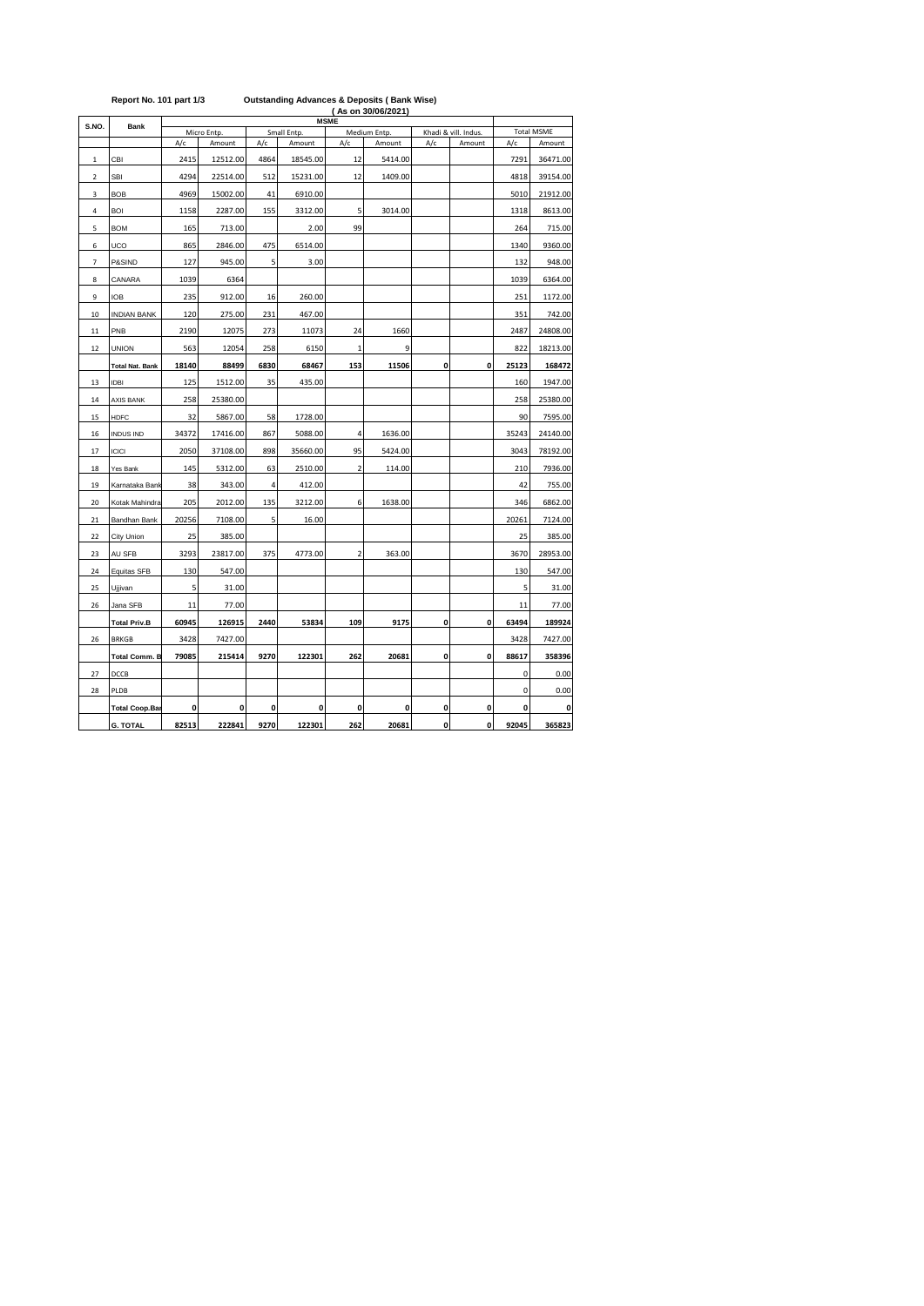Report No. 101 part 1/3 **Outstanding Advances & Deposits ( Bank Wise)**

**( As on 30/06/2021)**

| S.NO. | Bank | MSME | | | | | | | | | |
|---|---|---|---|---|---|---|---|---|---|---|---|
| | | Micro Entp. | | Small Entp. | | Medium Entp. | | Khadi & vill. Indus. | | Total MSME | |
| | | A/c | Amount | A/c | Amount | A/c | Amount | A/c | Amount | A/c | Amount |
| 1 | CBI | 2415 | 12512.00 | 4864 | 18545.00 | 12 | 5414.00 | | | 7291 | 36471.00 |
| 2 | SBI | 4294 | 22514.00 | 512 | 15231.00 | 12 | 1409.00 | | | 4818 | 39154.00 |
| 3 | BOB | 4969 | 15002.00 | 41 | 6910.00 | | | | | 5010 | 21912.00 |
| 4 | BOI | 1158 | 2287.00 | 155 | 3312.00 | 5 | 3014.00 | | | 1318 | 8613.00 |
| 5 | BOM | 165 | 713.00 | | 2.00 | 99 | | | | 264 | 715.00 |
| 6 | UCO | 865 | 2846.00 | 475 | 6514.00 | | | | | 1340 | 9360.00 |
| 7 | P&SIND | 127 | 945.00 | 5 | 3.00 | | | | | 132 | 948.00 |
| 8 | CANARA | 1039 | 6364 | | | | | | | 1039 | 6364.00 |
| 9 | IOB | 235 | 912.00 | 16 | 260.00 | | | | | 251 | 1172.00 |
| 10 | INDIAN BANK | 120 | 275.00 | 231 | 467.00 | | | | | 351 | 742.00 |
| 11 | PNB | 2190 | 12075 | 273 | 11073 | 24 | 1660 | | | 2487 | 24808.00 |
| 12 | UNION | 563 | 12054 | 258 | 6150 | 1 | 9 | | | 822 | 18213.00 |
| | **Total Nat. Bank** | **18140** | **88499** | **6830** | **68467** | **153** | **11506** | **0** | **0** | **25123** | **168472** |
| 13 | IDBI | 125 | 1512.00 | 35 | 435.00 | | | | | 160 | 1947.00 |
| 14 | AXIS BANK | 258 | 25380.00 | | | | | | | 258 | 25380.00 |
| 15 | HDFC | 32 | 5867.00 | 58 | 1728.00 | | | | | 90 | 7595.00 |
| 16 | INDUS IND | 34372 | 17416.00 | 867 | 5088.00 | 4 | 1636.00 | | | 35243 | 24140.00 |
| 17 | ICICI | 2050 | 37108.00 | 898 | 35660.00 | 95 | 5424.00 | | | 3043 | 78192.00 |
| 18 | Yes Bank | 145 | 5312.00 | 63 | 2510.00 | 2 | 114.00 | | | 210 | 7936.00 |
| 19 | Karnataka Bank | 38 | 343.00 | 4 | 412.00 | | | | | 42 | 755.00 |
| 20 | Kotak Mahindra | 205 | 2012.00 | 135 | 3212.00 | 6 | 1638.00 | | | 346 | 6862.00 |
| 21 | Bandhan Bank | 20256 | 7108.00 | 5 | 16.00 | | | | | 20261 | 7124.00 |
| 22 | City Union | 25 | 385.00 | | | | | | | 25 | 385.00 |
| 23 | AU SFB | 3293 | 23817.00 | 375 | 4773.00 | 2 | 363.00 | | | 3670 | 28953.00 |
| 24 | Equitas SFB | 130 | 547.00 | | | | | | | 130 | 547.00 |
| 25 | Ujjivan | 5 | 31.00 | | | | | | | 5 | 31.00 |
| 26 | Jana SFB | 11 | 77.00 | | | | | | | 11 | 77.00 |
| | **Total Priv.B** | **60945** | **126915** | **2440** | **53834** | **109** | **9175** | **0** | **0** | **63494** | **189924** |
| 26 | BRKGB | 3428 | 7427.00 | | | | | | | 3428 | 7427.00 |
| | **Total Comm. B** | **79085** | **215414** | **9270** | **122301** | **262** | **20681** | **0** | **0** | **88617** | **358396** |
| 27 | DCCB | | | | | | | | | 0 | 0.00 |
| 28 | PLDB | | | | | | | | | 0 | 0.00 |
| | **Total Coop.Bank** | **0** | **0** | **0** | **0** | **0** | **0** | **0** | **0** | **0** | **0** |
| | **G. TOTAL** | **82513** | **222841** | **9270** | **122301** | **262** | **20681** | **0** | **0** | **92045** | **365823** |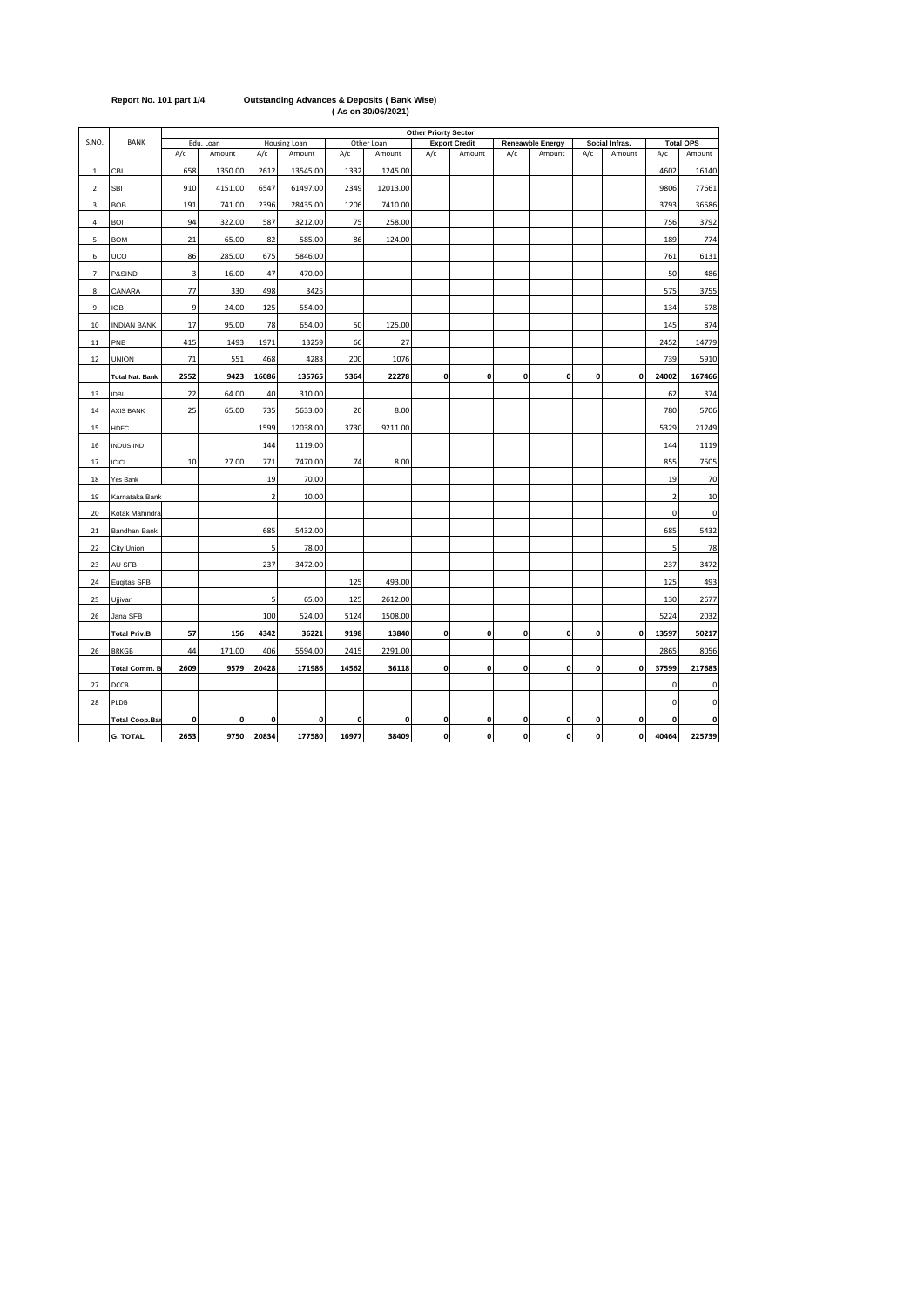**Report No. 101 part 1/4**

**Outstanding Advances & Deposits ( Bank Wise)**
**( As on 30/06/2021)**

| S.NO. | BANK | Other Priorty Sector | | | | | | | | | | | | | |
|---|---|---|---|---|---|---|---|---|---|---|---|---|---|---|---|
| | | Edu. Loan | | Housing Loan | | Other Loan | | Export Credit | | Reneawble Energy | | Social Infras. | | Total OPS | |
| | | A/c | Amount | A/c | Amount | A/c | Amount | A/c | Amount | A/c | Amount | A/c | Amount | A/c | Amount |
| 1 | CBI | 658 | 1350.00 | 2612 | 13545.00 | 1332 | 1245.00 | | | | | | | 4602 | 16140 |
| 2 | SBI | 910 | 4151.00 | 6547 | 61497.00 | 2349 | 12013.00 | | | | | | | 9806 | 77661 |
| 3 | BOB | 191 | 741.00 | 2396 | 28435.00 | 1206 | 7410.00 | | | | | | | 3793 | 36586 |
| 4 | BOI | 94 | 322.00 | 587 | 3212.00 | 75 | 258.00 | | | | | | | 756 | 3792 |
| 5 | BOM | 21 | 65.00 | 82 | 585.00 | 86 | 124.00 | | | | | | | 189 | 774 |
| 6 | UCO | 86 | 285.00 | 675 | 5846.00 | | | | | | | | | 761 | 6131 |
| 7 | P&SIND | 3 | 16.00 | 47 | 470.00 | | | | | | | | | 50 | 486 |
| 8 | CANARA | 77 | 330 | 498 | 3425 | | | | | | | | | 575 | 3755 |
| 9 | IOB | 9 | 24.00 | 125 | 554.00 | | | | | | | | | 134 | 578 |
| 10 | INDIAN BANK | 17 | 95.00 | 78 | 654.00 | 50 | 125.00 | | | | | | | 145 | 874 |
| 11 | PNB | 415 | 1493 | 1971 | 13259 | 66 | 27 | | | | | | | 2452 | 14779 |
| 12 | UNION | 71 | 551 | 468 | 4283 | 200 | 1076 | | | | | | | 739 | 5910 |
| | **Total Nat. Bank** | **2552** | **9423** | **16086** | **135765** | **5364** | **22278** | **0** | **0** | **0** | **0** | **0** | **0** | **24002** | **167466** |
| 13 | IDBI | 22 | 64.00 | 40 | 310.00 | | | | | | | | | 62 | 374 |
| 14 | AXIS BANK | 25 | 65.00 | 735 | 5633.00 | 20 | 8.00 | | | | | | | 780 | 5706 |
| 15 | HDFC | | | 1599 | 12038.00 | 3730 | 9211.00 | | | | | | | 5329 | 21249 |
| 16 | INDUS IND | | | 144 | 1119.00 | | | | | | | | | 144 | 1119 |
| 17 | ICICI | 10 | 27.00 | 771 | 7470.00 | 74 | 8.00 | | | | | | | 855 | 7505 |
| 18 | Yes Bank | | | 19 | 70.00 | | | | | | | | | 19 | 70 |
| 19 | Karnataka Bank | | | 2 | 10.00 | | | | | | | | | 2 | 10 |
| 20 | Kotak Mahindra | | | | | | | | | | | | | 0 | 0 |
| 21 | Bandhan Bank | | | 685 | 5432.00 | | | | | | | | | 685 | 5432 |
| 22 | City Union | | | 5 | 78.00 | | | | | | | | | 5 | 78 |
| 23 | AU SFB | | | 237 | 3472.00 | | | | | | | | | 237 | 3472 |
| 24 | Euqitas SFB | | | | | 125 | 493.00 | | | | | | | 125 | 493 |
| 25 | Ujjivan | | | 5 | 65.00 | 125 | 2612.00 | | | | | | | 130 | 2677 |
| 26 | Jana SFB | | | 100 | 524.00 | 5124 | 1508.00 | | | | | | | 5224 | 2032 |
| | **Total Priv.B** | **57** | **156** | **4342** | **36221** | **9198** | **13840** | **0** | **0** | **0** | **0** | **0** | **0** | **13597** | **50217** |
| 26 | BRKGB | 44 | 171.00 | 406 | 5594.00 | 2415 | 2291.00 | | | | | | | 2865 | 8056 |
| | **Total Comm. B** | **2609** | **9579** | **20428** | **171986** | **14562** | **36118** | **0** | **0** | **0** | **0** | **0** | **0** | **37599** | **217683** |
| 27 | DCCB | | | | | | | | | | | | | 0 | 0 |
| 28 | PLDB | | | | | | | | | | | | | 0 | 0 |
| | **Total Coop.Bar** | **0** | **0** | **0** | **0** | **0** | **0** | **0** | **0** | **0** | **0** | **0** | **0** | **0** | **0** |
| | **G. TOTAL** | **2653** | **9750** | **20834** | **177580** | **16977** | **38409** | **0** | **0** | **0** | **0** | **0** | **0** | **40464** | **225739** |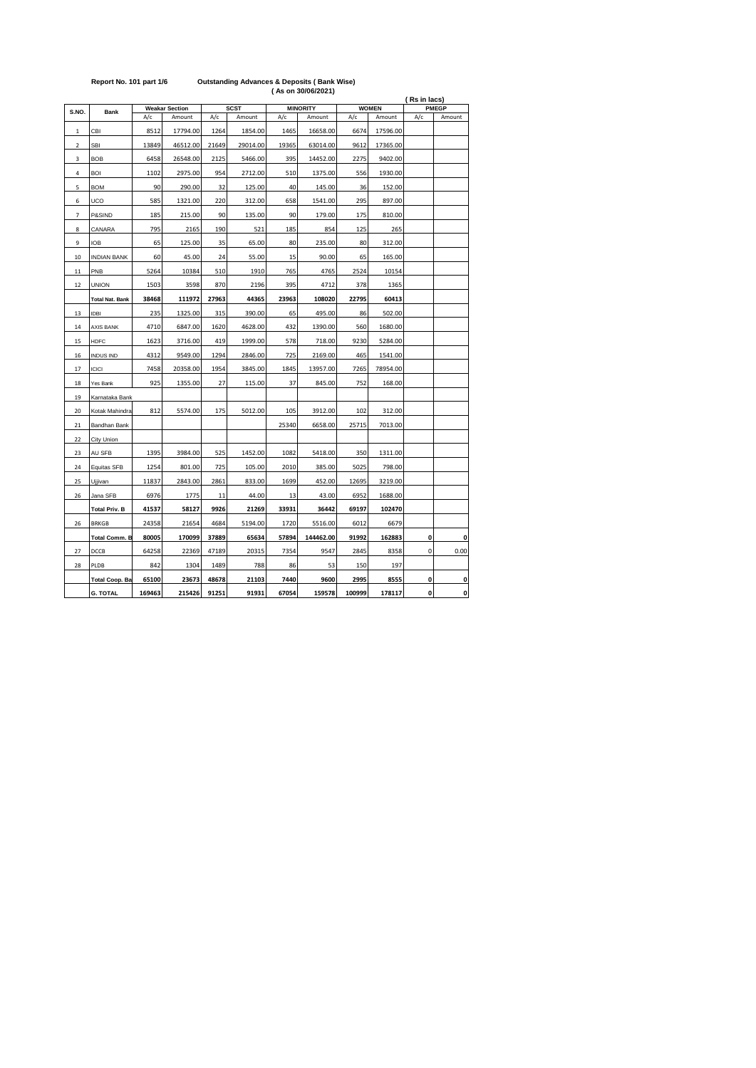**Report No. 101 part 1/6** **Outstanding Advances & Deposits ( Bank Wise)**
**( As on 30/06/2021)**

**( Rs in lacs)**

| S.NO. | Bank | Weakar Section | | SCST | | MINORITY | | WOMEN | | PMEGP | |
|---|---|---|---|---|---|---|---|---|---|---|---|
| | | A/c | Amount | A/c | Amount | A/c | Amount | A/c | Amount | A/c | Amount |
| 1 | CBI | 8512 | 17794.00 | 1264 | 1854.00 | 1465 | 16658.00 | 6674 | 17596.00 | | |
| 2 | SBI | 13849 | 46512.00 | 21649 | 29014.00 | 19365 | 63014.00 | 9612 | 17365.00 | | |
| 3 | BOB | 6458 | 26548.00 | 2125 | 5466.00 | 395 | 14452.00 | 2275 | 9402.00 | | |
| 4 | BOI | 1102 | 2975.00 | 954 | 2712.00 | 510 | 1375.00 | 556 | 1930.00 | | |
| 5 | BOM | 90 | 290.00 | 32 | 125.00 | 40 | 145.00 | 36 | 152.00 | | |
| 6 | UCO | 585 | 1321.00 | 220 | 312.00 | 658 | 1541.00 | 295 | 897.00 | | |
| 7 | P&SIND | 185 | 215.00 | 90 | 135.00 | 90 | 179.00 | 175 | 810.00 | | |
| 8 | CANARA | 795 | 2165 | 190 | 521 | 185 | 854 | 125 | 265 | | |
| 9 | IOB | 65 | 125.00 | 35 | 65.00 | 80 | 235.00 | 80 | 312.00 | | |
| 10 | INDIAN BANK | 60 | 45.00 | 24 | 55.00 | 15 | 90.00 | 65 | 165.00 | | |
| 11 | PNB | 5264 | 10384 | 510 | 1910 | 765 | 4765 | 2524 | 10154 | | |
| 12 | UNION | 1503 | 3598 | 870 | 2196 | 395 | 4712 | 378 | 1365 | | |
| | **Total Nat. Bank** | **38468** | **111972** | **27963** | **44365** | **23963** | **108020** | **22795** | **60413** | | |
| 13 | IDBI | 235 | 1325.00 | 315 | 390.00 | 65 | 495.00 | 86 | 502.00 | | |
| 14 | AXIS BANK | 4710 | 6847.00 | 1620 | 4628.00 | 432 | 1390.00 | 560 | 1680.00 | | |
| 15 | HDFC | 1623 | 3716.00 | 419 | 1999.00 | 578 | 718.00 | 9230 | 5284.00 | | |
| 16 | INDUS IND | 4312 | 9549.00 | 1294 | 2846.00 | 725 | 2169.00 | 465 | 1541.00 | | |
| 17 | ICICI | 7458 | 20358.00 | 1954 | 3845.00 | 1845 | 13957.00 | 7265 | 78954.00 | | |
| 18 | Yes Bank | 925 | 1355.00 | 27 | 115.00 | 37 | 845.00 | 752 | 168.00 | | |
| 19 | Karnataka Bank | | | | | | | | | | |
| 20 | Kotak Mahindra | 812 | 5574.00 | 175 | 5012.00 | 105 | 3912.00 | 102 | 312.00 | | |
| 21 | Bandhan Bank | | | | | 25340 | 6658.00 | 25715 | 7013.00 | | |
| 22 | City Union | | | | | | | | | | |
| 23 | AU SFB | 1395 | 3984.00 | 525 | 1452.00 | 1082 | 5418.00 | 350 | 1311.00 | | |
| 24 | Equitas SFB | 1254 | 801.00 | 725 | 105.00 | 2010 | 385.00 | 5025 | 798.00 | | |
| 25 | Ujjivan | 11837 | 2843.00 | 2861 | 833.00 | 1699 | 452.00 | 12695 | 3219.00 | | |
| 26 | Jana SFB | 6976 | 1775 | 11 | 44.00 | 13 | 43.00 | 6952 | 1688.00 | | |
| | **Total Priv. B** | **41537** | **58127** | **9926** | **21269** | **33931** | **36442** | **69197** | **102470** | | |
| 26 | BRKGB | 24358 | 21654 | 4684 | 5194.00 | 1720 | 5516.00 | 6012 | 6679 | | |
| | **Total Comm. B** | **80005** | **170099** | **37889** | **65634** | **57894** | **144462.00** | **91992** | **162883** | **0** | **0** |
| 27 | DCCB | 64258 | 22369 | 47189 | 20315 | 7354 | 9547 | 2845 | 8358 | 0 | 0.00 |
| 28 | PLDB | 842 | 1304 | 1489 | 788 | 86 | 53 | 150 | 197 | | |
| | **Total Coop. Ba** | **65100** | **23673** | **48678** | **21103** | **7440** | **9600** | **2995** | **8555** | **0** | **0** |
| | **G. TOTAL** | **169463** | **215426** | **91251** | **91931** | **67054** | **159578** | **100999** | **178117** | **0** | **0** |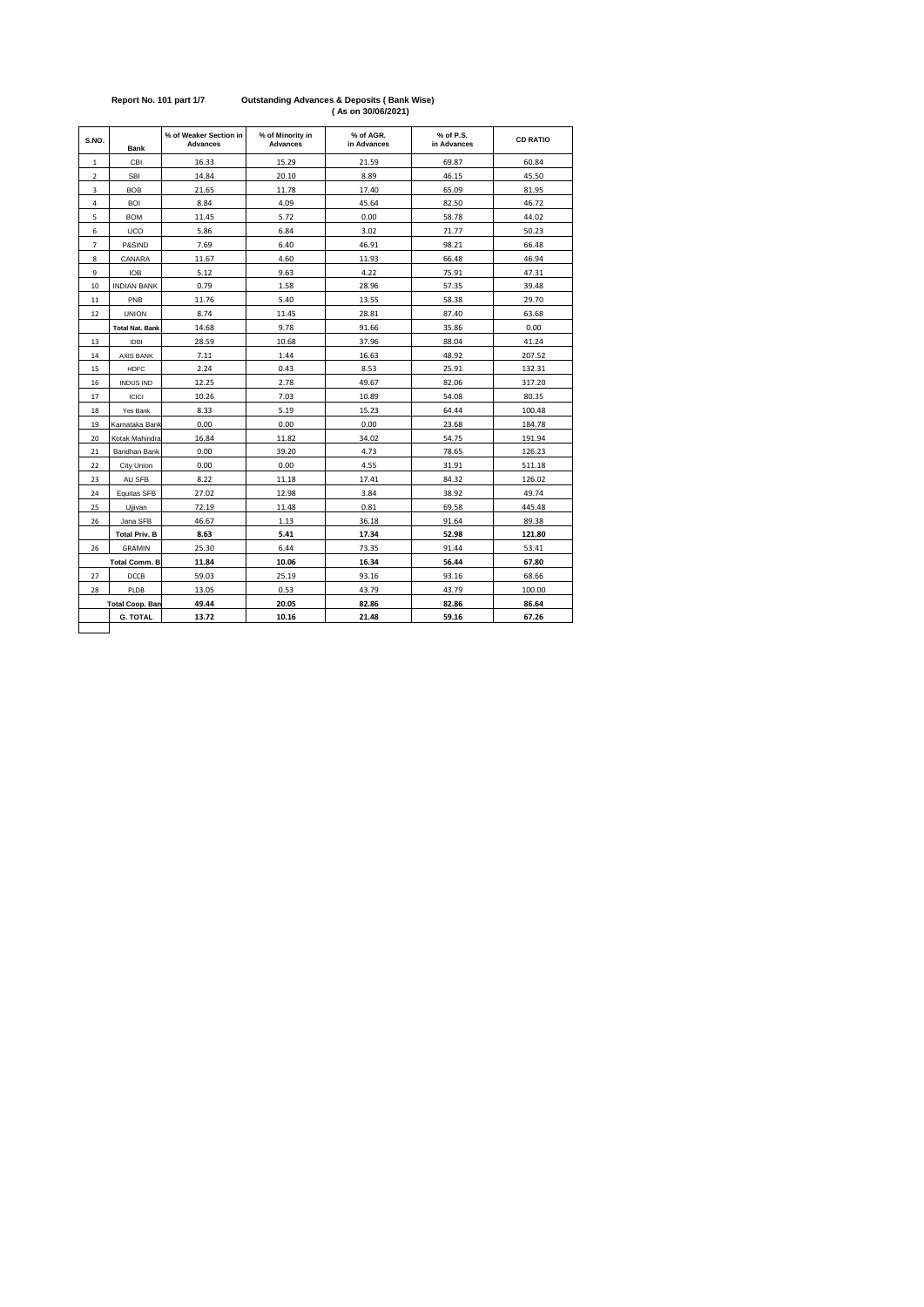**Report No. 101 part 1/7** **Outstanding Advances & Deposits ( Bank Wise)**
**( As on 30/06/2021)**

| S.NO. | Bank | % of Weaker Section in Advances | % of Minority in Advances | % of AGR. in Advances | % of P.S. in Advances | CD RATIO |
|---|---|---|---|---|---|---|
| 1 | CBI | 16.33 | 15.29 | 21.59 | 69.87 | 60.84 |
| 2 | SBI | 14.84 | 20.10 | 8.89 | 46.15 | 45.50 |
| 3 | BOB | 21.65 | 11.78 | 17.40 | 65.09 | 81.95 |
| 4 | BOI | 8.84 | 4.09 | 45.64 | 82.50 | 46.72 |
| 5 | BOM | 11.45 | 5.72 | 0.00 | 58.78 | 44.02 |
| 6 | UCO | 5.86 | 6.84 | 3.02 | 71.77 | 50.23 |
| 7 | P&SIND | 7.69 | 6.40 | 46.91 | 98.21 | 66.48 |
| 8 | CANARA | 11.67 | 4.60 | 11.93 | 66.48 | 46.94 |
| 9 | IOB | 5.12 | 9.63 | 4.22 | 75.91 | 47.31 |
| 10 | INDIAN BANK | 0.79 | 1.58 | 28.96 | 57.35 | 39.48 |
| 11 | PNB | 11.76 | 5.40 | 13.55 | 58.38 | 29.70 |
| 12 | UNION | 8.74 | 11.45 | 28.81 | 87.40 | 63.68 |
| | **Total Nat. Bank** | 14.68 | 9.78 | 91.66 | 35.86 | 0.00 |
| 13 | IDBI | 28.59 | 10.68 | 37.96 | 88.04 | 41.24 |
| 14 | AXIS BANK | 7.11 | 1.44 | 16.63 | 48.92 | 207.52 |
| 15 | HDFC | 2.24 | 0.43 | 8.53 | 25.91 | 132.31 |
| 16 | INDUS IND | 12.25 | 2.78 | 49.67 | 82.06 | 317.20 |
| 17 | ICICI | 10.26 | 7.03 | 10.89 | 54.08 | 80.35 |
| 18 | Yes Bank | 8.33 | 5.19 | 15.23 | 64.44 | 100.48 |
| 19 | Karnataka Bank | 0.00 | 0.00 | 0.00 | 23.68 | 184.78 |
| 20 | Kotak Mahindra | 16.84 | 11.82 | 34.02 | 54.75 | 191.94 |
| 21 | Bandhan Bank | 0.00 | 39.20 | 4.73 | 78.65 | 126.23 |
| 22 | City Union | 0.00 | 0.00 | 4.55 | 31.91 | 511.18 |
| 23 | AU SFB | 8.22 | 11.18 | 17.41 | 84.32 | 126.02 |
| 24 | Equitas SFB | 27.02 | 12.98 | 3.84 | 38.92 | 49.74 |
| 25 | Ujjivan | 72.19 | 11.48 | 0.81 | 69.58 | 445.48 |
| 26 | Jana SFB | 46.67 | 1.13 | 36.18 | 91.64 | 89.38 |
| | **Total Priv. B** | **8.63** | **5.41** | **17.34** | **52.98** | **121.80** |
| 26 | GRAMIN | 25.30 | 6.44 | 73.35 | 91.44 | 53.41 |
| | **Total Comm. B** | **11.84** | **10.06** | **16.34** | **56.44** | **67.80** |
| 27 | DCCB | 59.03 | 25.19 | 93.16 | 93.16 | 68.66 |
| 28 | PLDB | 13.05 | 0.53 | 43.79 | 43.79 | 100.00 |
| | **Total Coop. Ban** | **49.44** | **20.05** | **82.86** | **82.86** | **86.64** |
| | **G. TOTAL** | **13.72** | **10.16** | **21.48** | **59.16** | **67.26** |